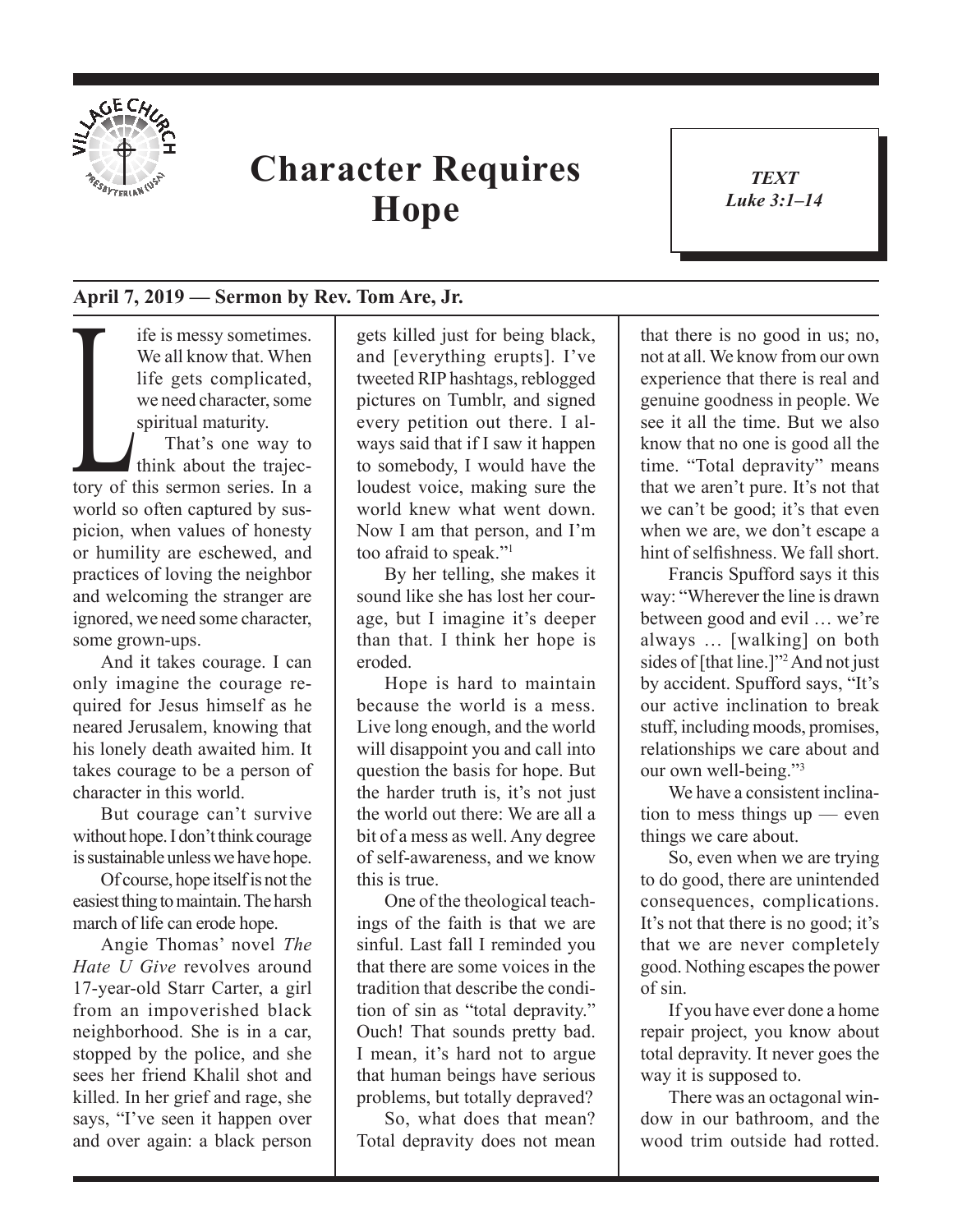# Character Requires Hope

*TEXT*
*Luke 3:1–14*

**April 7, 2019 — Sermon by Rev. Tom Are, Jr.**

Life is messy sometimes. We all know that. When life gets complicated, we need character, some spiritual maturity.

That's one way to think about the trajectory of this sermon series. In a world so often captured by suspicion, when values of honesty or humility are eschewed, and practices of loving the neighbor and welcoming the stranger are ignored, we need some character, some grown-ups.

And it takes courage. I can only imagine the courage required for Jesus himself as he neared Jerusalem, knowing that his lonely death awaited him. It takes courage to be a person of character in this world.

But courage can't survive without hope. I don't think courage is sustainable unless we have hope.

Of course, hope itself is not the easiest thing to maintain. The harsh march of life can erode hope.

Angie Thomas' novel *The Hate U Give* revolves around 17-year-old Starr Carter, a girl from an impoverished black neighborhood. She is in a car, stopped by the police, and she sees her friend Khalil shot and killed. In her grief and rage, she says, "I've seen it happen over and over again: a black person gets killed just for being black, and [everything erupts]. I've tweeted RIP hashtags, reblogged pictures on Tumblr, and signed every petition out there. I always said that if I saw it happen to somebody, I would have the loudest voice, making sure the world knew what went down. Now I am that person, and I'm too afraid to speak."[1]

By her telling, she makes it sound like she has lost her courage, but I imagine it's deeper than that. I think her hope is eroded.

Hope is hard to maintain because the world is a mess. Live long enough, and the world will disappoint you and call into question the basis for hope. But the harder truth is, it's not just the world out there: We are all a bit of a mess as well. Any degree of self-awareness, and we know this is true.

One of the theological teachings of the faith is that we are sinful. Last fall I reminded you that there are some voices in the tradition that describe the condition of sin as "total depravity." Ouch! That sounds pretty bad. I mean, it's hard not to argue that human beings have serious problems, but totally depraved?

So, what does that mean? Total depravity does not mean that there is no good in us; no, not at all. We know from our own experience that there is real and genuine goodness in people. We see it all the time. But we also know that no one is good all the time. "Total depravity" means that we aren't pure. It's not that we can't be good; it's that even when we are, we don't escape a hint of selfishness. We fall short.

Francis Spufford says it this way: "Wherever the line is drawn between good and evil … we're always … [walking] on both sides of [that line.]"[2] And not just by accident. Spufford says, "It's our active inclination to break stuff, including moods, promises, relationships we care about and our own well-being."[3]

We have a consistent inclination to mess things up — even things we care about.

So, even when we are trying to do good, there are unintended consequences, complications. It's not that there is no good; it's that we are never completely good. Nothing escapes the power of sin.

If you have ever done a home repair project, you know about total depravity. It never goes the way it is supposed to.

There was an octagonal window in our bathroom, and the wood trim outside had rotted.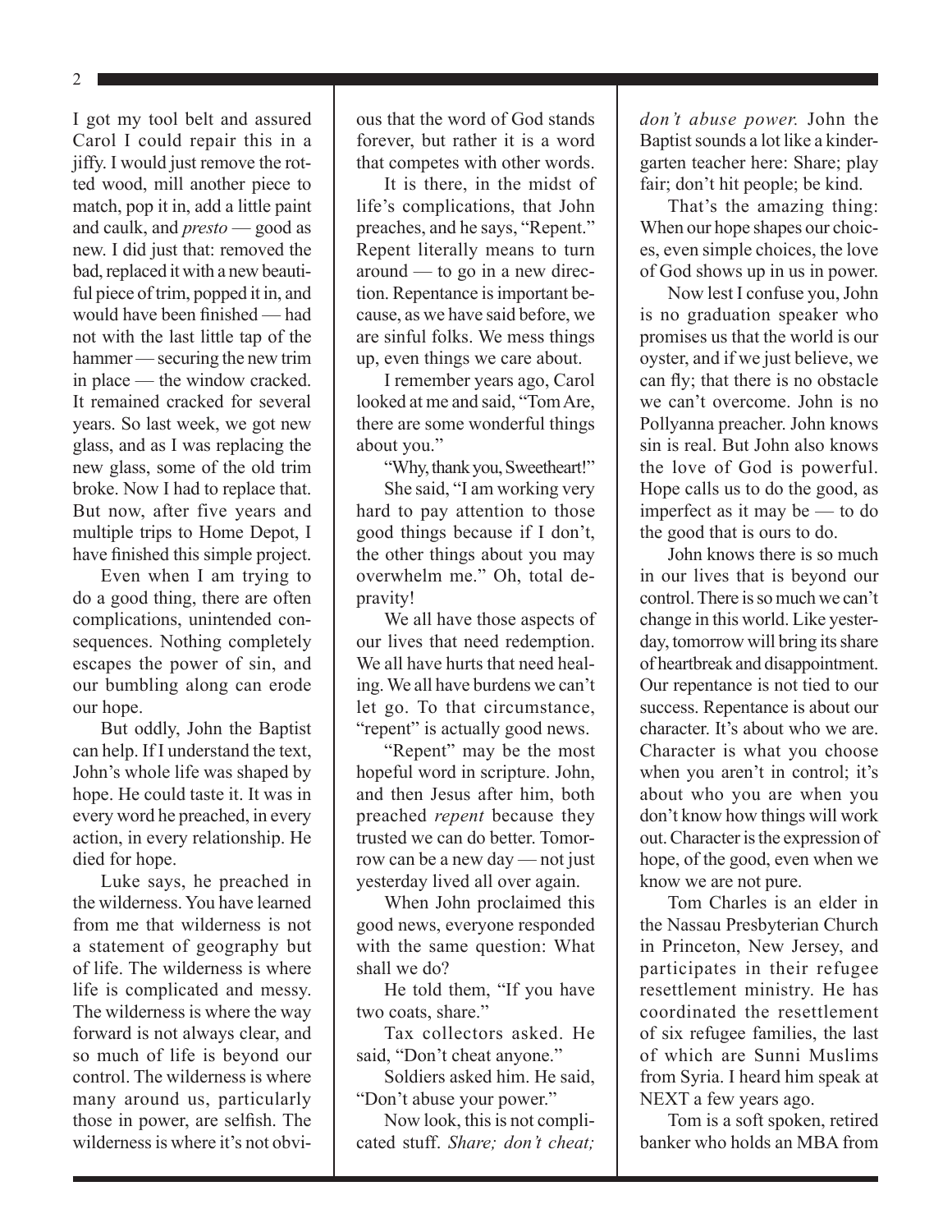I got my tool belt and assured Carol I could repair this in a jiffy. I would just remove the rotted wood, mill another piece to match, pop it in, add a little paint and caulk, and *presto* — good as new. I did just that: removed the bad, replaced it with a new beautiful piece of trim, popped it in, and would have been finished — had not with the last little tap of the hammer — securing the new trim in place — the window cracked. It remained cracked for several years. So last week, we got new glass, and as I was replacing the new glass, some of the old trim broke. Now I had to replace that. But now, after five years and multiple trips to Home Depot, I have finished this simple project.

Even when I am trying to do a good thing, there are often complications, unintended consequences. Nothing completely escapes the power of sin, and our bumbling along can erode our hope.

But oddly, John the Baptist can help. If I understand the text, John's whole life was shaped by hope. He could taste it. It was in every word he preached, in every action, in every relationship. He died for hope.

Luke says, he preached in the wilderness. You have learned from me that wilderness is not a statement of geography but of life. The wilderness is where life is complicated and messy. The wilderness is where the way forward is not always clear, and so much of life is beyond our control. The wilderness is where many around us, particularly those in power, are selfish. The wilderness is where it's not obvious that the word of God stands forever, but rather it is a word that competes with other words.

It is there, in the midst of life's complications, that John preaches, and he says, "Repent." Repent literally means to turn around — to go in a new direction. Repentance is important because, as we have said before, we are sinful folks. We mess things up, even things we care about.

I remember years ago, Carol looked at me and said, "Tom Are, there are some wonderful things about you."

"Why, thank you, Sweetheart!"

She said, "I am working very hard to pay attention to those good things because if I don't, the other things about you may overwhelm me." Oh, total depravity!

We all have those aspects of our lives that need redemption. We all have hurts that need healing. We all have burdens we can't let go. To that circumstance, "repent" is actually good news.

"Repent" may be the most hopeful word in scripture. John, and then Jesus after him, both preached *repent* because they trusted we can do better. Tomorrow can be a new day — not just yesterday lived all over again.

When John proclaimed this good news, everyone responded with the same question: What shall we do?

He told them, "If you have two coats, share."

Tax collectors asked. He said, "Don't cheat anyone."

Soldiers asked him. He said, "Don't abuse your power."

Now look, this is not complicated stuff. *Share; don't cheat; don't abuse power.* John the Baptist sounds a lot like a kindergarten teacher here: Share; play fair; don't hit people; be kind.

That's the amazing thing: When our hope shapes our choices, even simple choices, the love of God shows up in us in power.

Now lest I confuse you, John is no graduation speaker who promises us that the world is our oyster, and if we just believe, we can fly; that there is no obstacle we can't overcome. John is no Pollyanna preacher. John knows sin is real. But John also knows the love of God is powerful. Hope calls us to do the good, as imperfect as it may be — to do the good that is ours to do.

John knows there is so much in our lives that is beyond our control. There is so much we can't change in this world. Like yesterday, tomorrow will bring its share of heartbreak and disappointment. Our repentance is not tied to our success. Repentance is about our character. It's about who we are. Character is what you choose when you aren't in control; it's about who you are when you don't know how things will work out. Character is the expression of hope, of the good, even when we know we are not pure.

Tom Charles is an elder in the Nassau Presbyterian Church in Princeton, New Jersey, and participates in their refugee resettlement ministry. He has coordinated the resettlement of six refugee families, the last of which are Sunni Muslims from Syria. I heard him speak at NEXT a few years ago.

Tom is a soft spoken, retired banker who holds an MBA from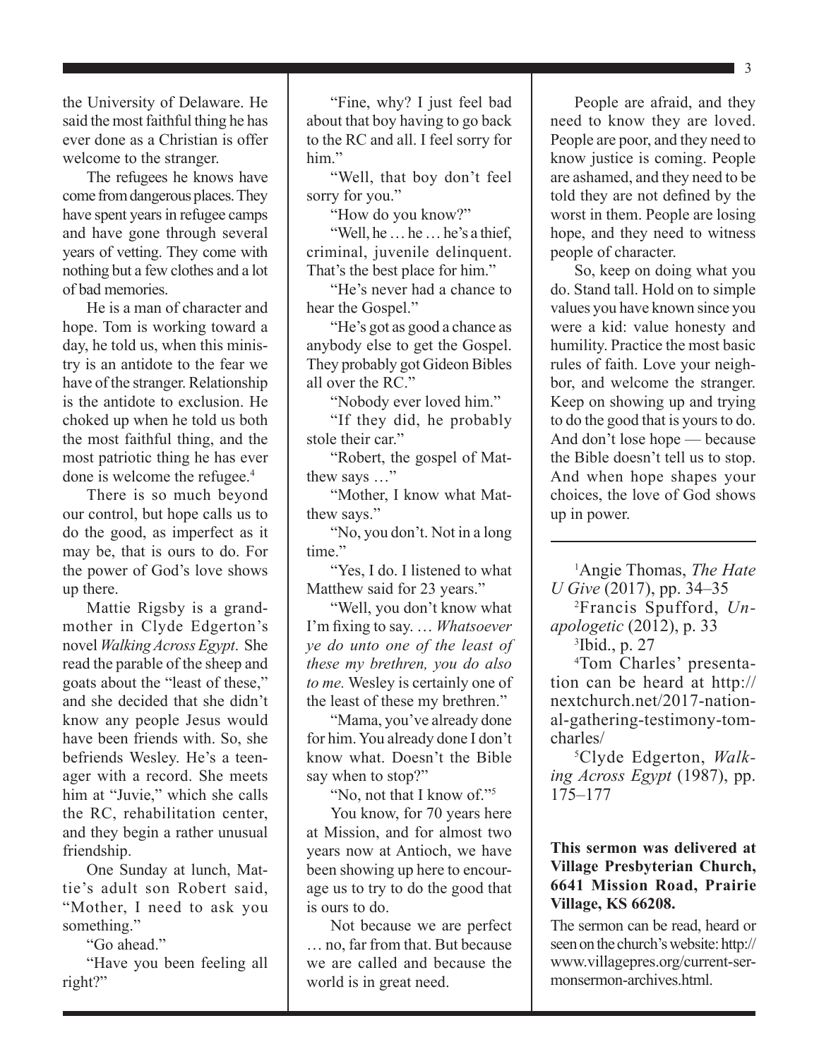the University of Delaware. He said the most faithful thing he has ever done as a Christian is offer welcome to the stranger.

The refugees he knows have come from dangerous places. They have spent years in refugee camps and have gone through several years of vetting. They come with nothing but a few clothes and a lot of bad memories.

He is a man of character and hope. Tom is working toward a day, he told us, when this ministry is an antidote to the fear we have of the stranger. Relationship is the antidote to exclusion. He choked up when he told us both the most faithful thing, and the most patriotic thing he has ever done is welcome the refugee.[4]

There is so much beyond our control, but hope calls us to do the good, as imperfect as it may be, that is ours to do. For the power of God's love shows up there.

Mattie Rigsby is a grandmother in Clyde Edgerton's novel *Walking Across Egypt*. She read the parable of the sheep and goats about the "least of these," and she decided that she didn't know any people Jesus would have been friends with. So, she befriends Wesley. He's a teenager with a record. She meets him at "Juvie," which she calls the RC, rehabilitation center, and they begin a rather unusual friendship.

One Sunday at lunch, Mattie's adult son Robert said, "Mother, I need to ask you something."

"Go ahead."

"Have you been feeling all right?"

"Fine, why? I just feel bad about that boy having to go back to the RC and all. I feel sorry for him."

"Well, that boy don't feel sorry for you."

"How do you know?"

"Well, he … he … he's a thief, criminal, juvenile delinquent. That's the best place for him."

"He's never had a chance to hear the Gospel."

"He's got as good a chance as anybody else to get the Gospel. They probably got Gideon Bibles all over the RC."

"Nobody ever loved him."

"If they did, he probably stole their car."

"Robert, the gospel of Matthew says …"

"Mother, I know what Matthew says."

"No, you don't. Not in a long time."

"Yes, I do. I listened to what Matthew said for 23 years."

"Well, you don't know what I'm fixing to say. … *Whatsoever ye do unto one of the least of these my brethren, you do also to me.* Wesley is certainly one of the least of these my brethren."

"Mama, you've already done for him. You already done I don't know what. Doesn't the Bible say when to stop?"

"No, not that I know of."[5]

You know, for 70 years here at Mission, and for almost two years now at Antioch, we have been showing up here to encourage us to try to do the good that is ours to do.

Not because we are perfect … no, far from that. But because we are called and because the world is in great need.

People are afraid, and they need to know they are loved. People are poor, and they need to know justice is coming. People are ashamed, and they need to be told they are not defined by the worst in them. People are losing hope, and they need to witness people of character.

So, keep on doing what you do. Stand tall. Hold on to simple values you have known since you were a kid: value honesty and humility. Practice the most basic rules of faith. Love your neighbor, and welcome the stranger. Keep on showing up and trying to do the good that is yours to do. And don't lose hope — because the Bible doesn't tell us to stop. And when hope shapes your choices, the love of God shows up in power.

---

[1] Angie Thomas, *The Hate U Give* (2017), pp. 34–35

[2] Francis Spufford, *Unapologetic* (2012), p. 33

[3] Ibid., p. 27

[4] Tom Charles' presentation can be heard at http://nextchurch.net/2017-national-gathering-testimony-tom-charles/

[5] Clyde Edgerton, *Walking Across Egypt* (1987), pp. 175–177

**This sermon was delivered at Village Presbyterian Church, 6641 Mission Road, Prairie Village, KS 66208.**

The sermon can be read, heard or seen on the church's website: http://www.villagepres.org/current-sermonsermon-archives.html.